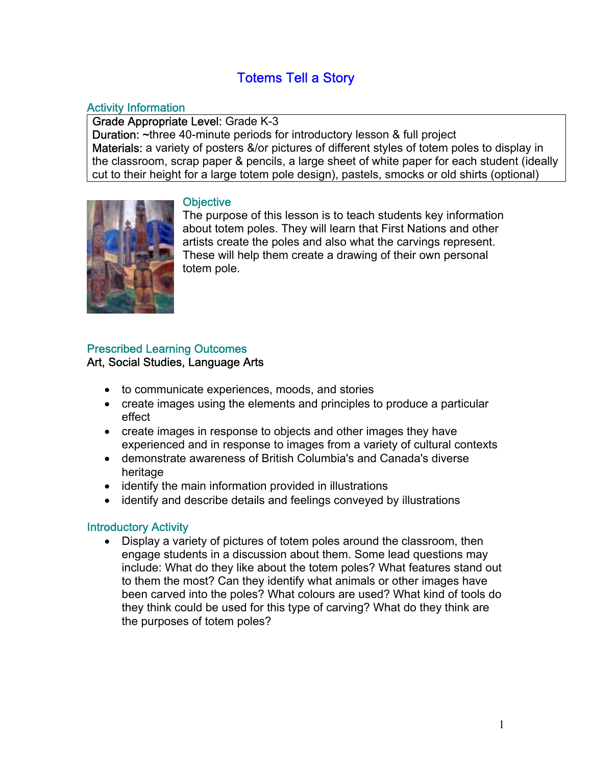# Totems Tell a Story

## Activity Information

**Grade Appropriate Level:** Grade K-3
**Duration:** ~three 40-minute periods for introductory lesson & full project
**Materials:** a variety of posters &/or pictures of different styles of totem poles to display in the classroom, scrap paper & pencils, a large sheet of white paper for each student (ideally cut to their height for a large totem pole design), pastels, smocks or old shirts (optional)

## Objective

The purpose of this lesson is to teach students key information about totem poles. They will learn that First Nations and other artists create the poles and also what the carvings represent. These will help them create a drawing of their own personal totem pole.

## Prescribed Learning Outcomes

Art, Social Studies, Language Arts

- to communicate experiences, moods, and stories
- create images using the elements and principles to produce a particular effect
- create images in response to objects and other images they have experienced and in response to images from a variety of cultural contexts
- demonstrate awareness of British Columbia's and Canada's diverse heritage
- identify the main information provided in illustrations
- identify and describe details and feelings conveyed by illustrations

## Introductory Activity

- Display a variety of pictures of totem poles around the classroom, then engage students in a discussion about them. Some lead questions may include: What do they like about the totem poles? What features stand out to them the most? Can they identify what animals or other images have been carved into the poles? What colours are used? What kind of tools do they think could be used for this type of carving? What do they think are the purposes of totem poles?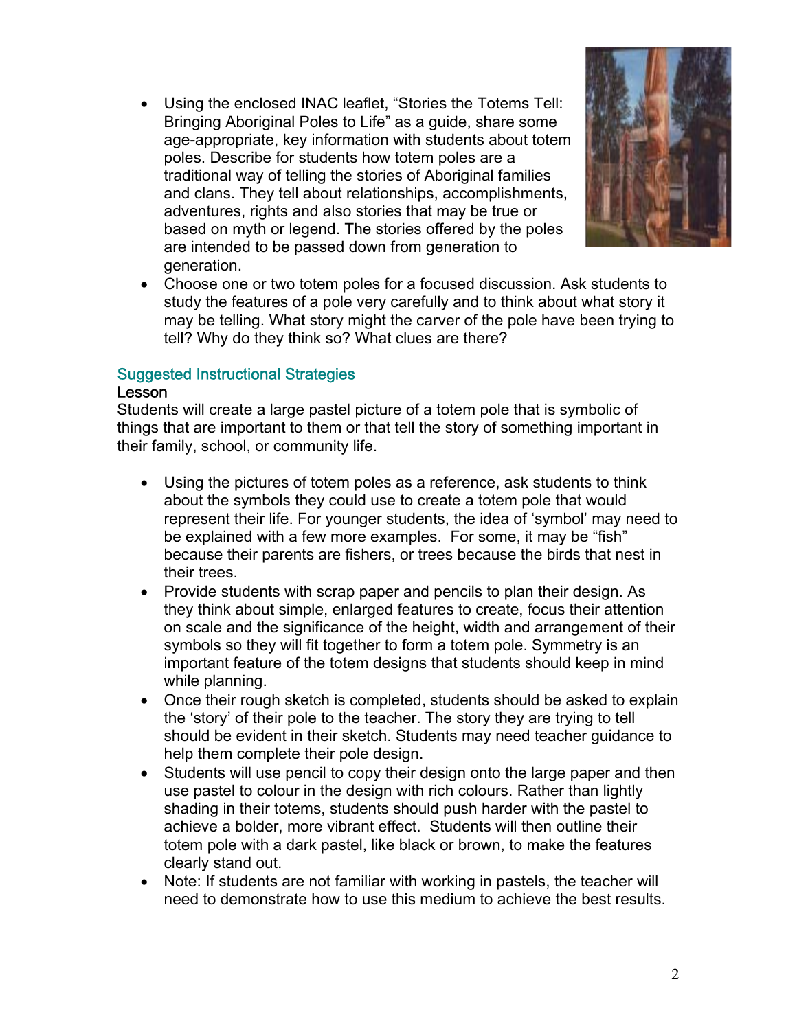- Using the enclosed INAC leaflet, "Stories the Totems Tell: Bringing Aboriginal Poles to Life" as a guide, share some age-appropriate, key information with students about totem poles. Describe for students how totem poles are a traditional way of telling the stories of Aboriginal families and clans. They tell about relationships, accomplishments, adventures, rights and also stories that may be true or based on myth or legend. The stories offered by the poles are intended to be passed down from generation to generation.
- Choose one or two totem poles for a focused discussion. Ask students to study the features of a pole very carefully and to think about what story it may be telling. What story might the carver of the pole have been trying to tell? Why do they think so? What clues are there?

## Suggested Instructional Strategies

### Lesson

Students will create a large pastel picture of a totem pole that is symbolic of things that are important to them or that tell the story of something important in their family, school, or community life.

- Using the pictures of totem poles as a reference, ask students to think about the symbols they could use to create a totem pole that would represent their life. For younger students, the idea of 'symbol' may need to be explained with a few more examples. For some, it may be "fish" because their parents are fishers, or trees because the birds that nest in their trees.
- Provide students with scrap paper and pencils to plan their design. As they think about simple, enlarged features to create, focus their attention on scale and the significance of the height, width and arrangement of their symbols so they will fit together to form a totem pole. Symmetry is an important feature of the totem designs that students should keep in mind while planning.
- Once their rough sketch is completed, students should be asked to explain the 'story' of their pole to the teacher. The story they are trying to tell should be evident in their sketch. Students may need teacher guidance to help them complete their pole design.
- Students will use pencil to copy their design onto the large paper and then use pastel to colour in the design with rich colours. Rather than lightly shading in their totems, students should push harder with the pastel to achieve a bolder, more vibrant effect. Students will then outline their totem pole with a dark pastel, like black or brown, to make the features clearly stand out.
- Note: If students are not familiar with working in pastels, the teacher will need to demonstrate how to use this medium to achieve the best results.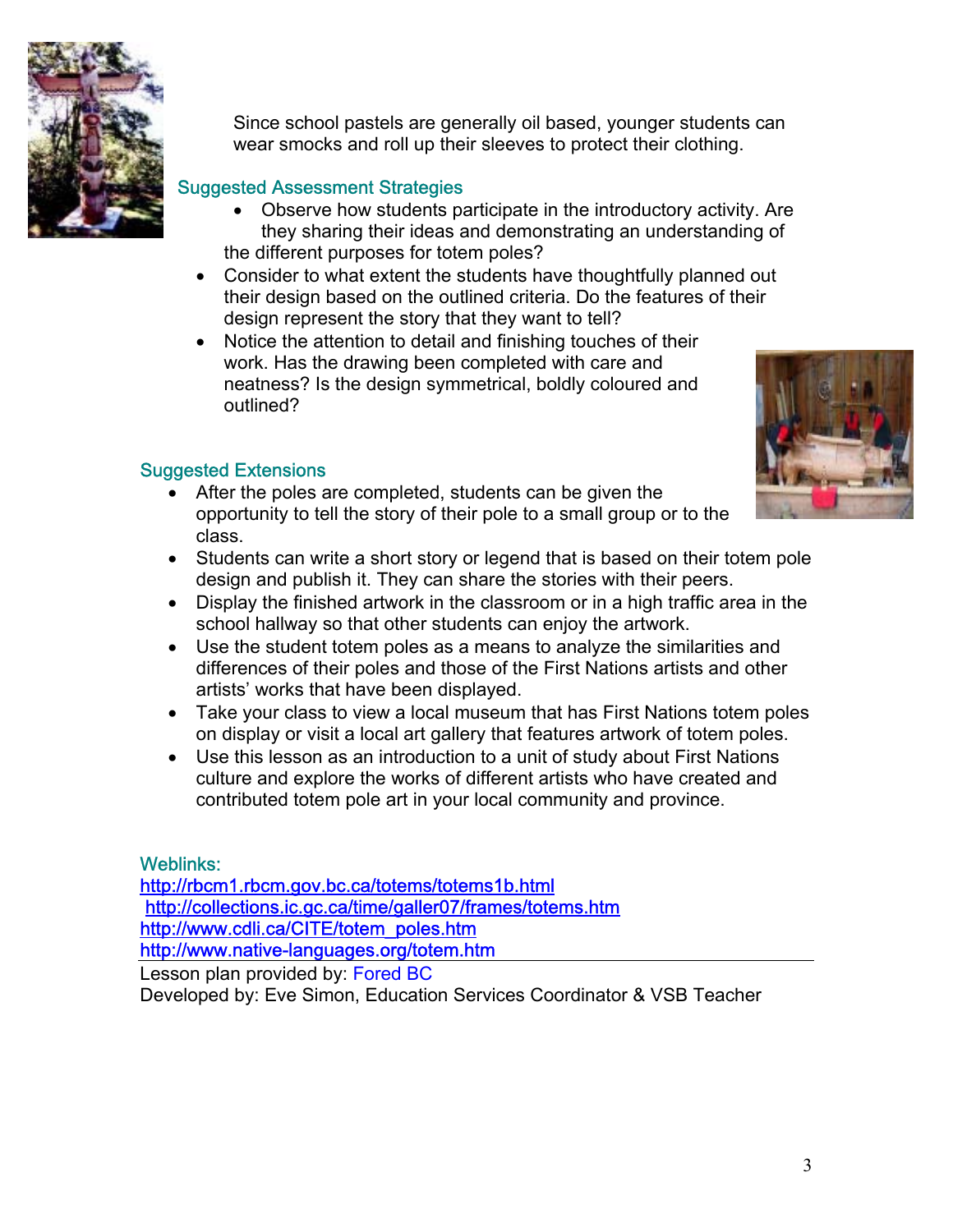Since school pastels are generally oil based, younger students can wear smocks and roll up their sleeves to protect their clothing.

## Suggested Assessment Strategies

- Observe how students participate in the introductory activity. Are they sharing their ideas and demonstrating an understanding of the different purposes for totem poles?
- Consider to what extent the students have thoughtfully planned out their design based on the outlined criteria. Do the features of their design represent the story that they want to tell?
- Notice the attention to detail and finishing touches of their work. Has the drawing been completed with care and neatness? Is the design symmetrical, boldly coloured and outlined?

## Suggested Extensions

- After the poles are completed, students can be given the opportunity to tell the story of their pole to a small group or to the class.
- Students can write a short story or legend that is based on their totem pole design and publish it. They can share the stories with their peers.
- Display the finished artwork in the classroom or in a high traffic area in the school hallway so that other students can enjoy the artwork.
- Use the student totem poles as a means to analyze the similarities and differences of their poles and those of the First Nations artists and other artists' works that have been displayed.
- Take your class to view a local museum that has First Nations totem poles on display or visit a local art gallery that features artwork of totem poles.
- Use this lesson as an introduction to a unit of study about First Nations culture and explore the works of different artists who have created and contributed totem pole art in your local community and province.

## Weblinks:

http://rbcm1.rbcm.gov.bc.ca/totems/totems1b.html
http://collections.ic.gc.ca/time/galler07/frames/totems.htm
http://www.cdli.ca/CITE/totem_poles.htm
http://www.native-languages.org/totem.htm

---

Lesson plan provided by: Fored BC
Developed by: Eve Simon, Education Services Coordinator & VSB Teacher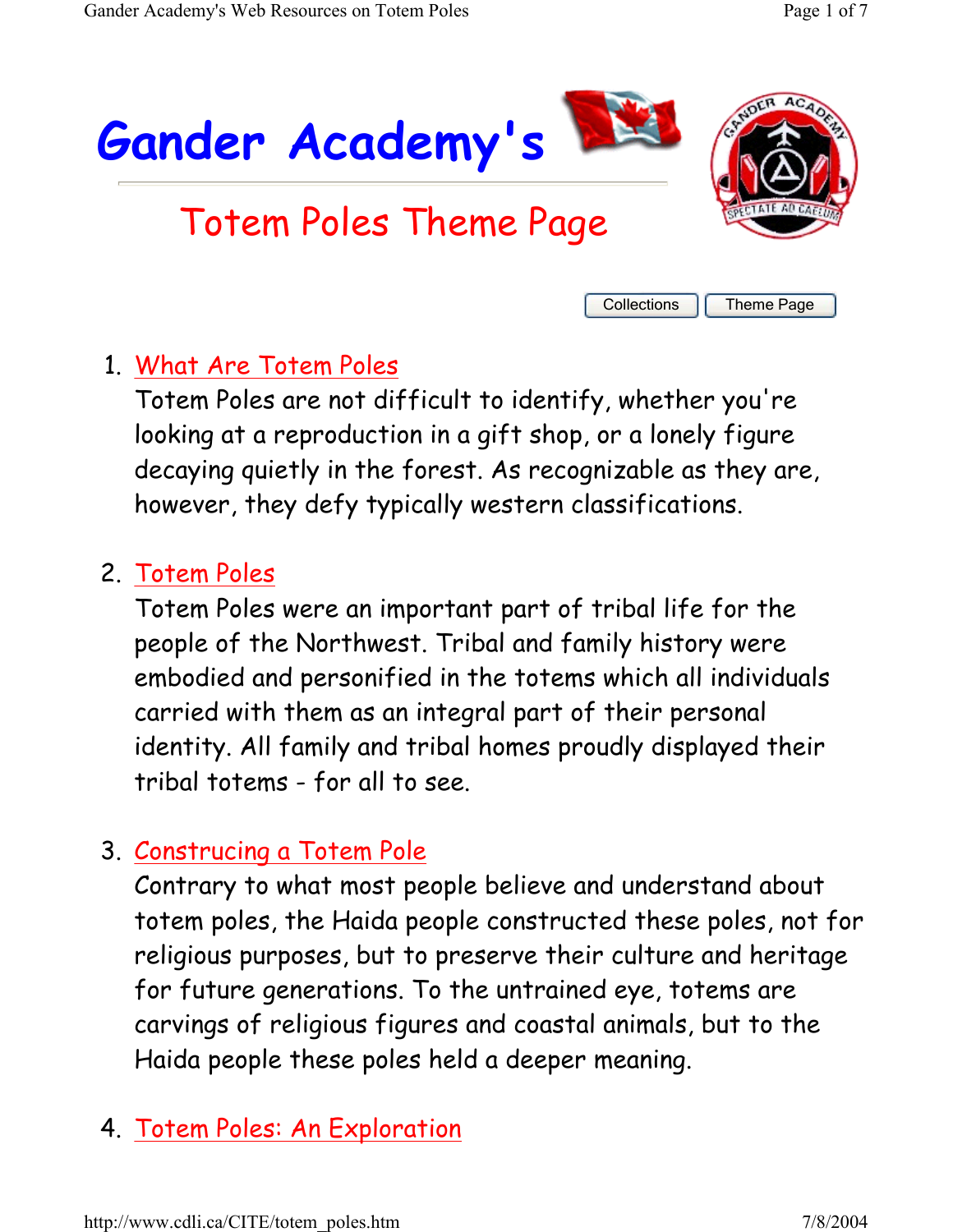# Gander Academy's

## Totem Poles Theme Page

Collections | Theme Page

1. What Are Totem Poles

   Totem Poles are not difficult to identify, whether you're looking at a reproduction in a gift shop, or a lonely figure decaying quietly in the forest. As recognizable as they are, however, they defy typically western classifications.

2. Totem Poles

   Totem Poles were an important part of tribal life for the people of the Northwest. Tribal and family history were embodied and personified in the totems which all individuals carried with them as an integral part of their personal identity. All family and tribal homes proudly displayed their tribal totems - for all to see.

3. Construcing a Totem Pole

   Contrary to what most people believe and understand about totem poles, the Haida people constructed these poles, not for religious purposes, but to preserve their culture and heritage for future generations. To the untrained eye, totems are carvings of religious figures and coastal animals, but to the Haida people these poles held a deeper meaning.

4. Totem Poles: An Exploration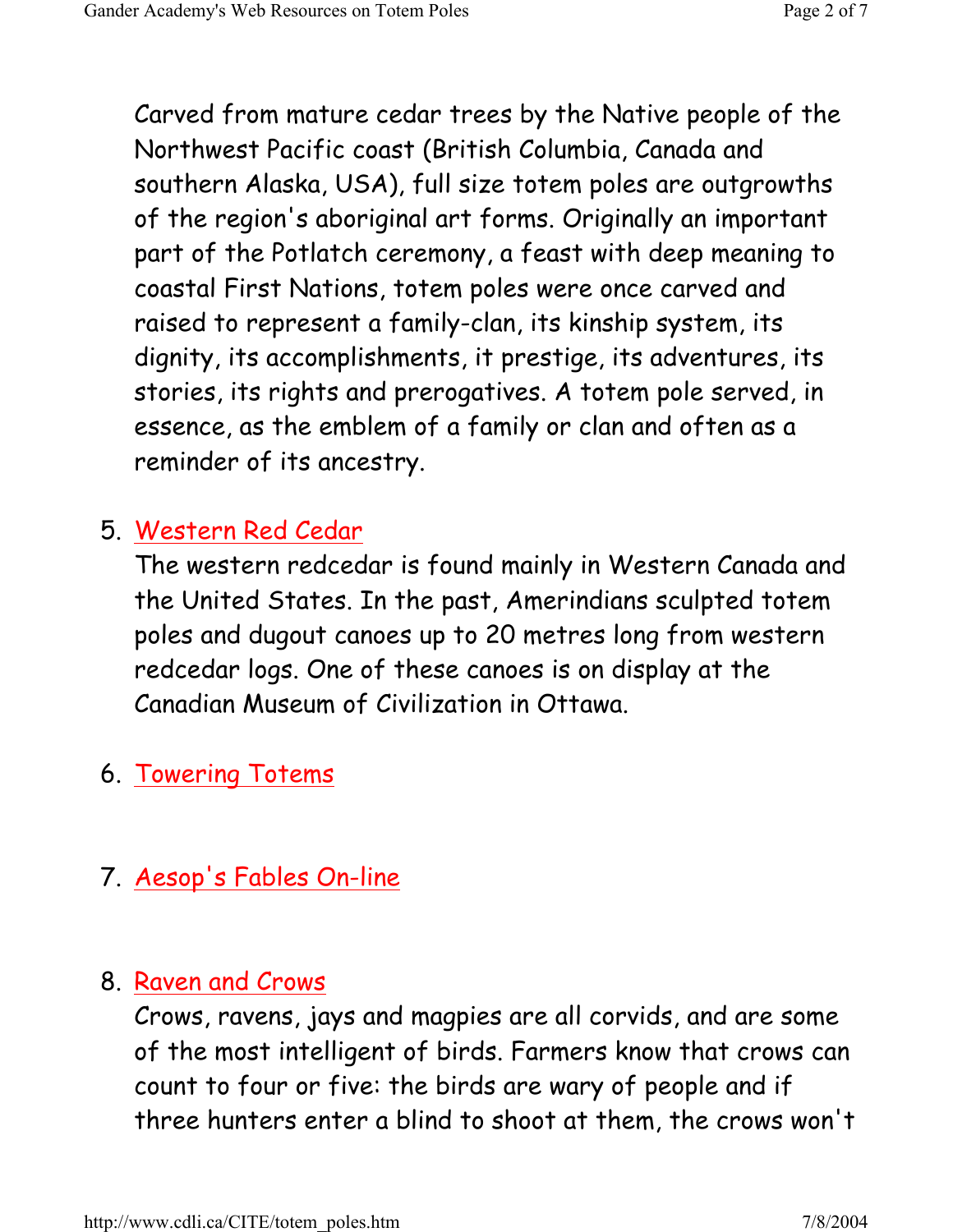Carved from mature cedar trees by the Native people of the Northwest Pacific coast (British Columbia, Canada and southern Alaska, USA), full size totem poles are outgrowths of the region's aboriginal art forms. Originally an important part of the Potlatch ceremony, a feast with deep meaning to coastal First Nations, totem poles were once carved and raised to represent a family-clan, its kinship system, its dignity, its accomplishments, it prestige, its adventures, its stories, its rights and prerogatives. A totem pole served, in essence, as the emblem of a family or clan and often as a reminder of its ancestry.

5. Western Red Cedar
   The western redcedar is found mainly in Western Canada and the United States. In the past, Amerindians sculpted totem poles and dugout canoes up to 20 metres long from western redcedar logs. One of these canoes is on display at the Canadian Museum of Civilization in Ottawa.

6. Towering Totems

7. Aesop's Fables On-line

8. Raven and Crows
   Crows, ravens, jays and magpies are all corvids, and are some of the most intelligent of birds. Farmers know that crows can count to four or five: the birds are wary of people and if three hunters enter a blind to shoot at them, the crows won't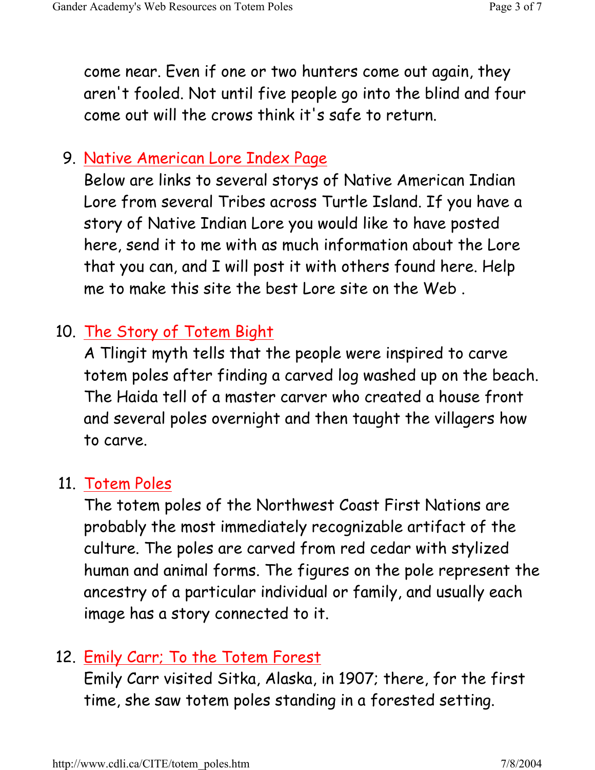come near. Even if one or two hunters come out again, they aren't fooled. Not until five people go into the blind and four come out will the crows think it's safe to return.

9. Native American Lore Index Page
   Below are links to several storys of Native American Indian Lore from several Tribes across Turtle Island. If you have a story of Native Indian Lore you would like to have posted here, send it to me with as much information about the Lore that you can, and I will post it with others found here. Help me to make this site the best Lore site on the Web .

10. The Story of Totem Bight
    A Tlingit myth tells that the people were inspired to carve totem poles after finding a carved log washed up on the beach. The Haida tell of a master carver who created a house front and several poles overnight and then taught the villagers how to carve.

11. Totem Poles
    The totem poles of the Northwest Coast First Nations are probably the most immediately recognizable artifact of the culture. The poles are carved from red cedar with stylized human and animal forms. The figures on the pole represent the ancestry of a particular individual or family, and usually each image has a story connected to it.

12. Emily Carr; To the Totem Forest
    Emily Carr visited Sitka, Alaska, in 1907; there, for the first time, she saw totem poles standing in a forested setting.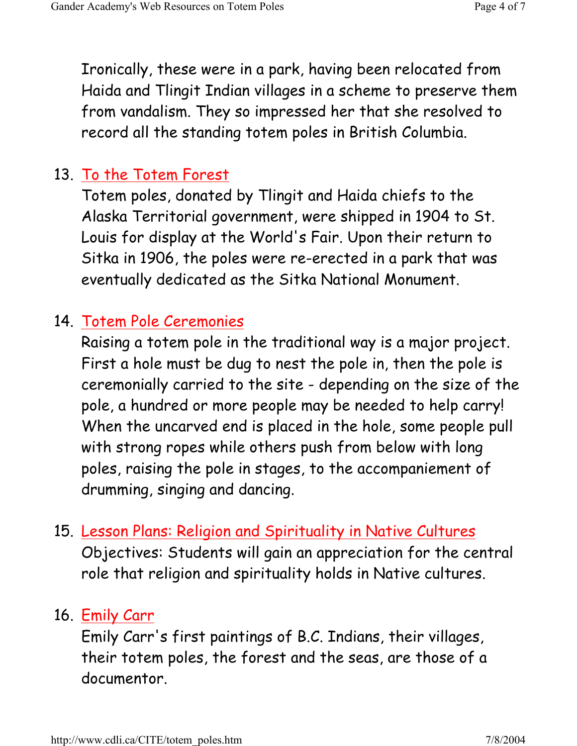Ironically, these were in a park, having been relocated from Haida and Tlingit Indian villages in a scheme to preserve them from vandalism. They so impressed her that she resolved to record all the standing totem poles in British Columbia.

13. To the Totem Forest
    Totem poles, donated by Tlingit and Haida chiefs to the Alaska Territorial government, were shipped in 1904 to St. Louis for display at the World's Fair. Upon their return to Sitka in 1906, the poles were re-erected in a park that was eventually dedicated as the Sitka National Monument.

14. Totem Pole Ceremonies
    Raising a totem pole in the traditional way is a major project. First a hole must be dug to nest the pole in, then the pole is ceremonially carried to the site - depending on the size of the pole, a hundred or more people may be needed to help carry! When the uncarved end is placed in the hole, some people pull with strong ropes while others push from below with long poles, raising the pole in stages, to the accompaniement of drumming, singing and dancing.

15. Lesson Plans: Religion and Spirituality in Native Cultures
    Objectives: Students will gain an appreciation for the central role that religion and spirituality holds in Native cultures.

16. Emily Carr
    Emily Carr's first paintings of B.C. Indians, their villages, their totem poles, the forest and the seas, are those of a documentor.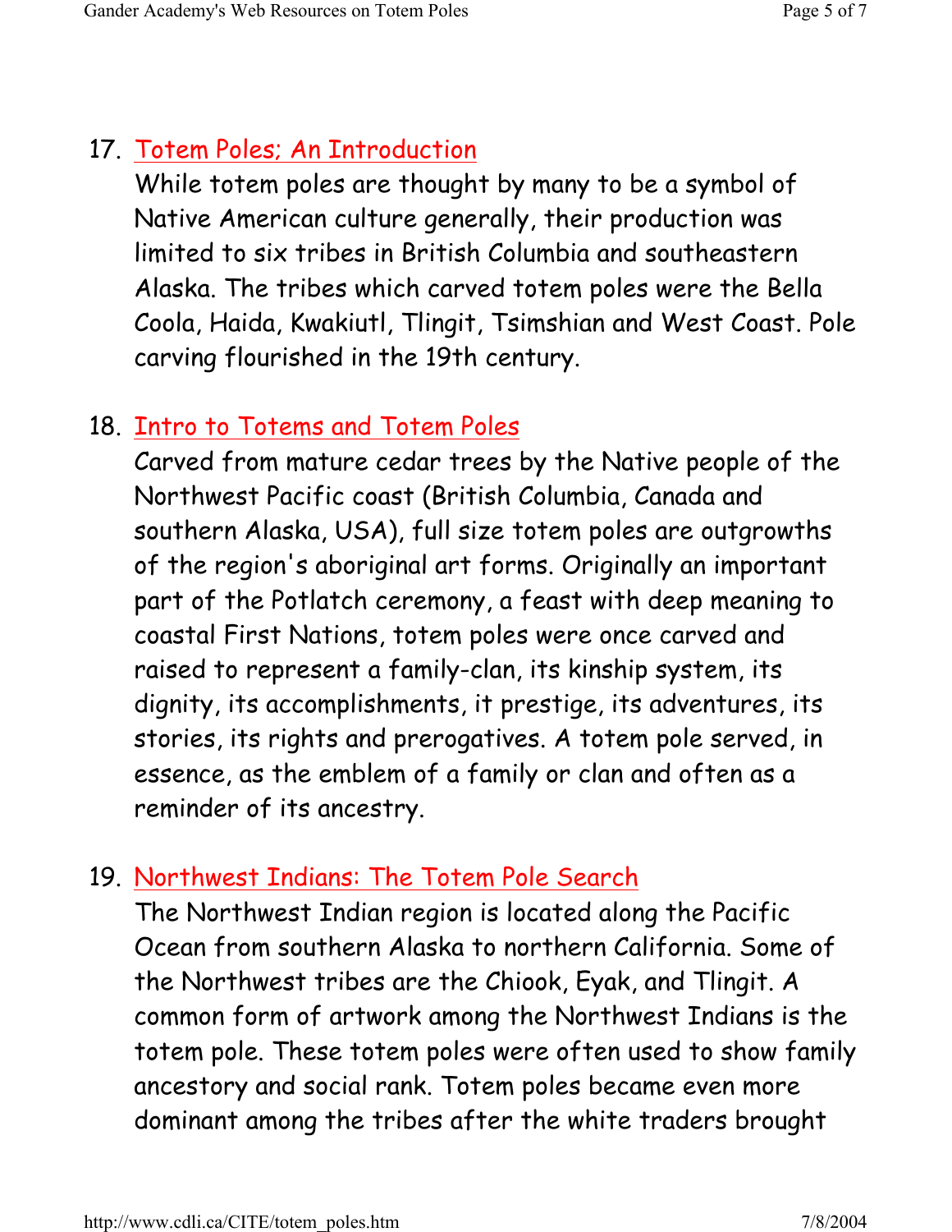17. Totem Poles; An Introduction
    While totem poles are thought by many to be a symbol of Native American culture generally, their production was limited to six tribes in British Columbia and southeastern Alaska. The tribes which carved totem poles were the Bella Coola, Haida, Kwakiutl, Tlingit, Tsimshian and West Coast. Pole carving flourished in the 19th century.

18. Intro to Totems and Totem Poles
    Carved from mature cedar trees by the Native people of the Northwest Pacific coast (British Columbia, Canada and southern Alaska, USA), full size totem poles are outgrowths of the region's aboriginal art forms. Originally an important part of the Potlatch ceremony, a feast with deep meaning to coastal First Nations, totem poles were once carved and raised to represent a family-clan, its kinship system, its dignity, its accomplishments, it prestige, its adventures, its stories, its rights and prerogatives. A totem pole served, in essence, as the emblem of a family or clan and often as a reminder of its ancestry.

19. Northwest Indians: The Totem Pole Search
    The Northwest Indian region is located along the Pacific Ocean from southern Alaska to northern California. Some of the Northwest tribes are the Chiook, Eyak, and Tlingit. A common form of artwork among the Northwest Indians is the totem pole. These totem poles were often used to show family ancestory and social rank. Totem poles became even more dominant among the tribes after the white traders brought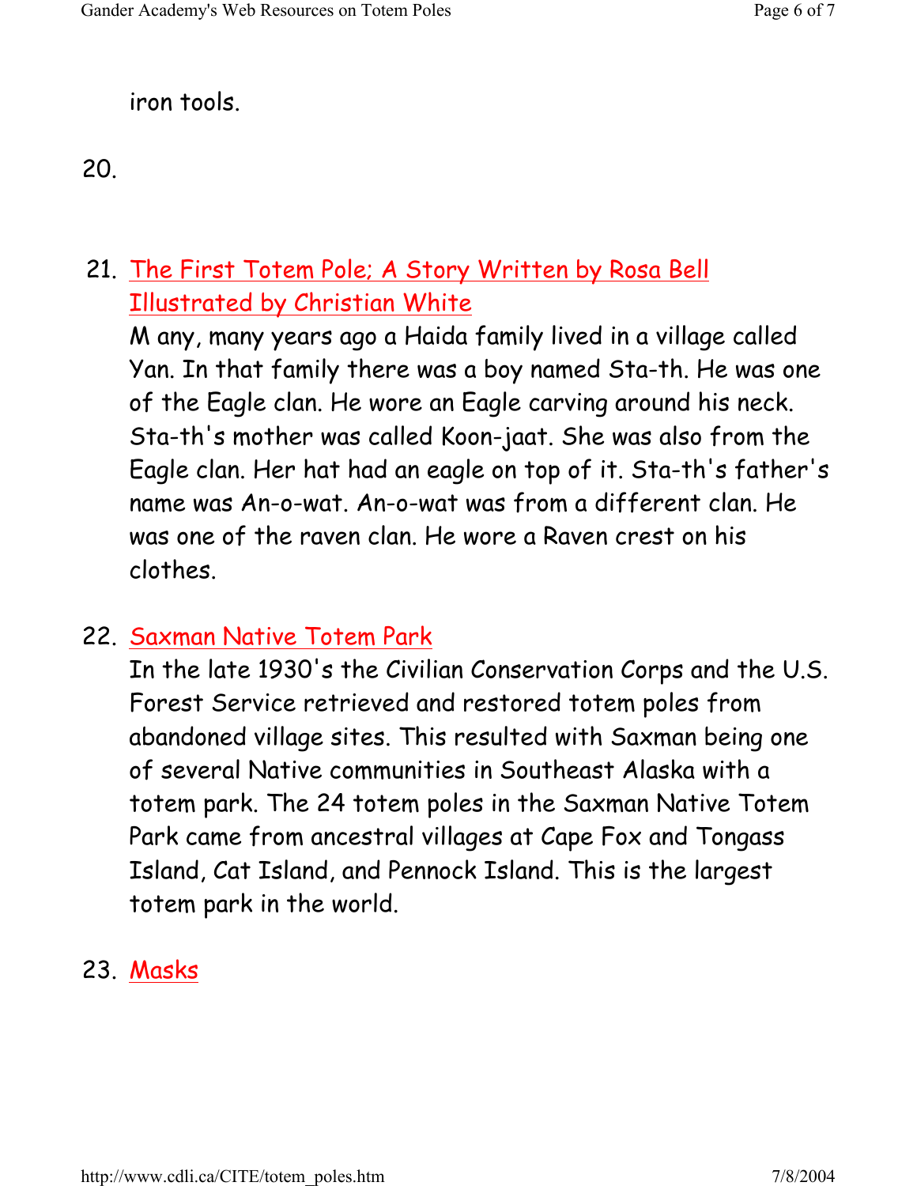iron tools.

20.

21. The First Totem Pole; A Story Written by Rosa Bell Illustrated by Christian White
    M any, many years ago a Haida family lived in a village called Yan. In that family there was a boy named Sta-th. He was one of the Eagle clan. He wore an Eagle carving around his neck. Sta-th's mother was called Koon-jaat. She was also from the Eagle clan. Her hat had an eagle on top of it. Sta-th's father's name was An-o-wat. An-o-wat was from a different clan. He was one of the raven clan. He wore a Raven crest on his clothes.

22. Saxman Native Totem Park
    In the late 1930's the Civilian Conservation Corps and the U.S. Forest Service retrieved and restored totem poles from abandoned village sites. This resulted with Saxman being one of several Native communities in Southeast Alaska with a totem park. The 24 totem poles in the Saxman Native Totem Park came from ancestral villages at Cape Fox and Tongass Island, Cat Island, and Pennock Island. This is the largest totem park in the world.

23. Masks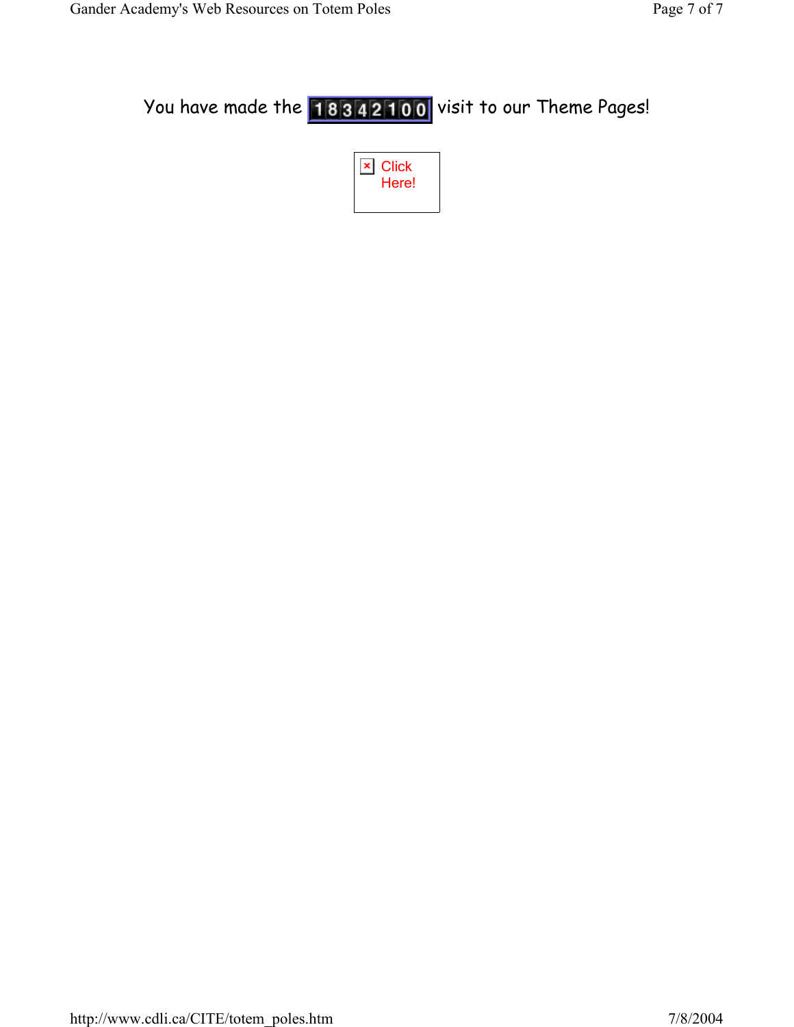You have made the 18342100 visit to our Theme Pages!

Click Here!